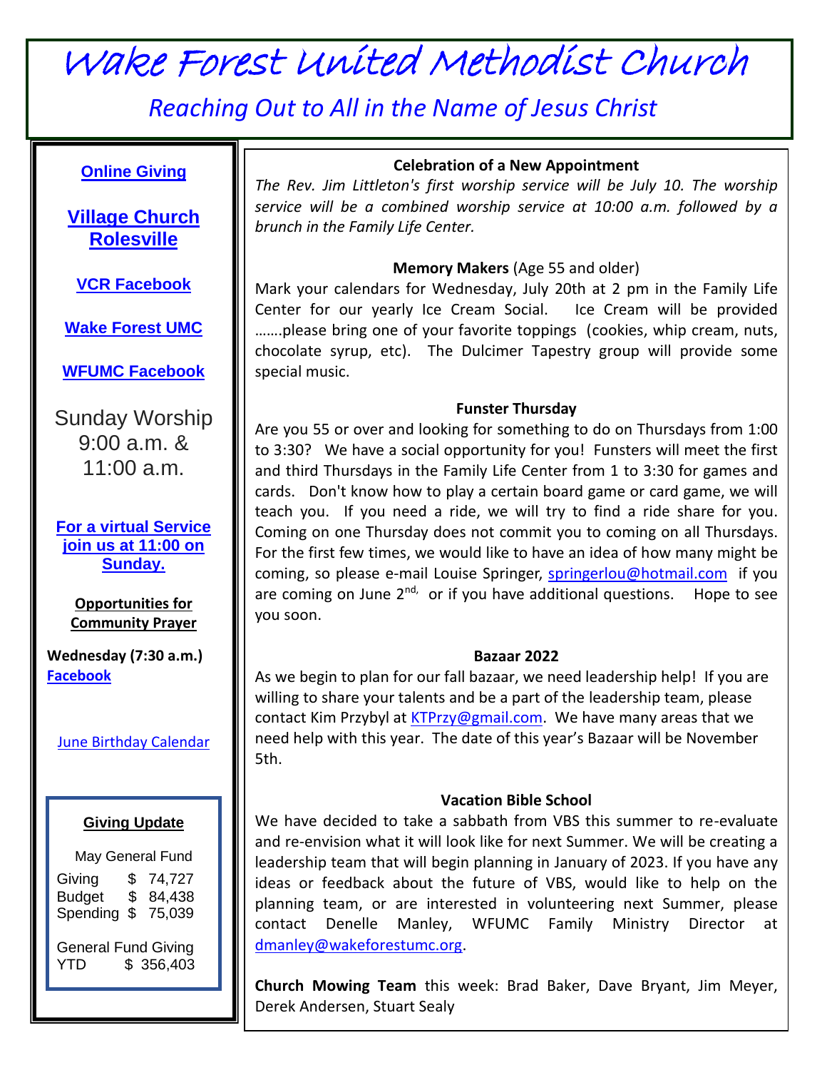# Wake Forest United Methodist Church

*Reaching Out to All in the Name of Jesus Christ*

**Online Giving**

**Village Church Rolesville**

**VCR Facebook**

**Wake Forest UMC**

**WFUMC Facebook**

Sunday Worship 9:00 a.m. & 11:00 a.m.

**For a virtual Service join us at 11:00 on Sunday.**

**Opportunities for Community Prayer**

**Wednesday (7:30 a.m.)** **Facebook**

June Birthday Calendar

**Giving Update**

May General Fund

| | |
|---|---|
| Giving | $ 74,727 |
| Budget | $ 84,438 |
| Spending | $ 75,039 |

General Fund Giving YTD $ 356,403

**Celebration of a New Appointment**

*The Rev. Jim Littleton's first worship service will be July 10. The worship service will be a combined worship service at 10:00 a.m. followed by a brunch in the Family Life Center.*

**Memory Makers** (Age 55 and older)

Mark your calendars for Wednesday, July 20th at 2 pm in the Family Life Center for our yearly Ice Cream Social. Ice Cream will be provided …….please bring one of your favorite toppings (cookies, whip cream, nuts, chocolate syrup, etc). The Dulcimer Tapestry group will provide some special music.

**Funster Thursday**

Are you 55 or over and looking for something to do on Thursdays from 1:00 to 3:30? We have a social opportunity for you! Funsters will meet the first and third Thursdays in the Family Life Center from 1 to 3:30 for games and cards. Don't know how to play a certain board game or card game, we will teach you. If you need a ride, we will try to find a ride share for you. Coming on one Thursday does not commit you to coming on all Thursdays. For the first few times, we would like to have an idea of how many might be coming, so please e-mail Louise Springer, springerlou@hotmail.com if you are coming on June 2nd, or if you have additional questions. Hope to see you soon.

**Bazaar 2022**

As we begin to plan for our fall bazaar, we need leadership help! If you are willing to share your talents and be a part of the leadership team, please contact Kim Przybyl at KTPrzy@gmail.com. We have many areas that we need help with this year. The date of this year's Bazaar will be November 5th.

**Vacation Bible School**

We have decided to take a sabbath from VBS this summer to re-evaluate and re-envision what it will look like for next Summer. We will be creating a leadership team that will begin planning in January of 2023. If you have any ideas or feedback about the future of VBS, would like to help on the planning team, or are interested in volunteering next Summer, please contact Denelle Manley, WFUMC Family Ministry Director at dmanley@wakeforestumc.org.

**Church Mowing Team** this week: Brad Baker, Dave Bryant, Jim Meyer, Derek Andersen, Stuart Sealy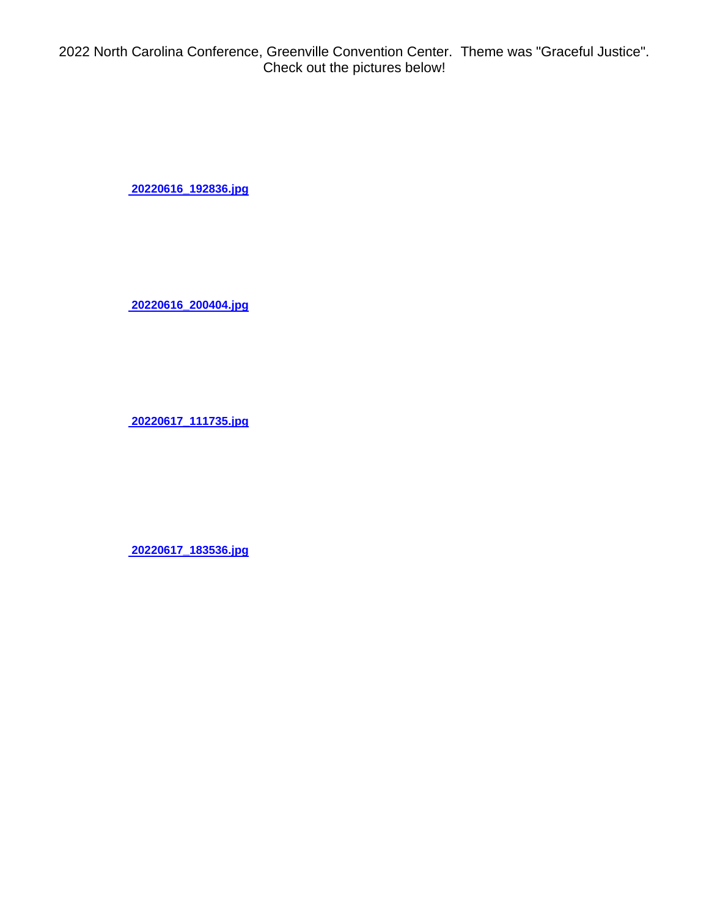2022 North Carolina Conference, Greenville Convention Center.  Theme was "Graceful Justice".
Check out the pictures below!

**20220616_192836.jpg**

**20220616_200404.jpg**

**20220617_111735.jpg**

**20220617_183536.jpg**